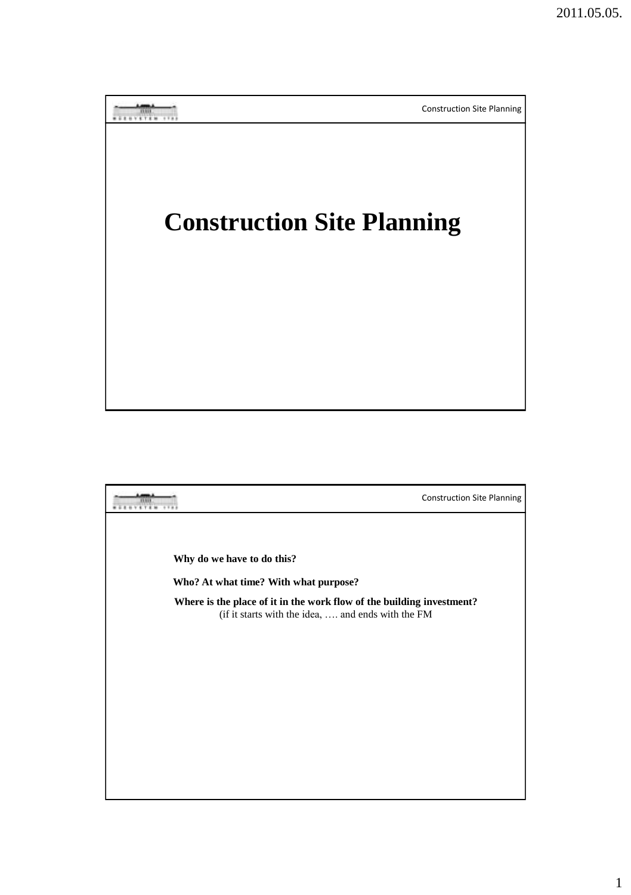# Construction Site Planning

**Why do we have to do this?**

**Who? At what time? With what purpose?**

**Where is the place of it in the work flow of the building investment?**
(if it starts with the idea, …. and ends with the FM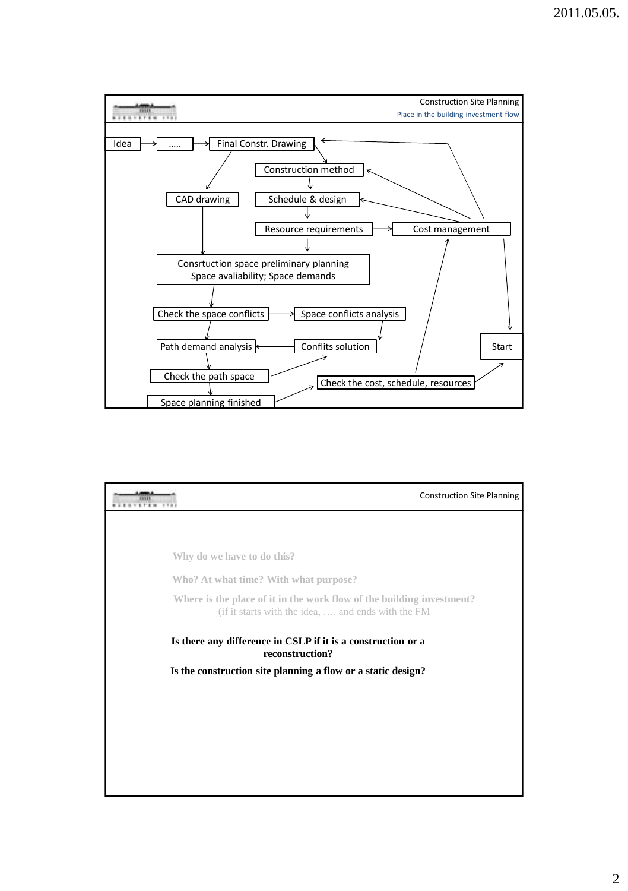## Construction Site Planning

Place in the building investment flow

Idea

…..

Final Constr. Drawing

Construction method

CAD drawing

Schedule & design

Resource requirements

Cost management

Consrtuction space preliminary planning
Space avaliability; Space demands

Check the space conflicts

Space conflicts analysis

Path demand analysis

Conflits solution

Start

Check the path space

Check the cost, schedule, resources

Space planning finished

## Construction Site Planning

**Why do we have to do this?**

**Who? At what time? With what purpose?**

**Where is the place of it in the work flow of the building investment?**
(if it starts with the idea, …. and ends with the FM

**Is there any difference in CSLP if it is a construction or a reconstruction?**

**Is the construction site planning a flow or a static design?**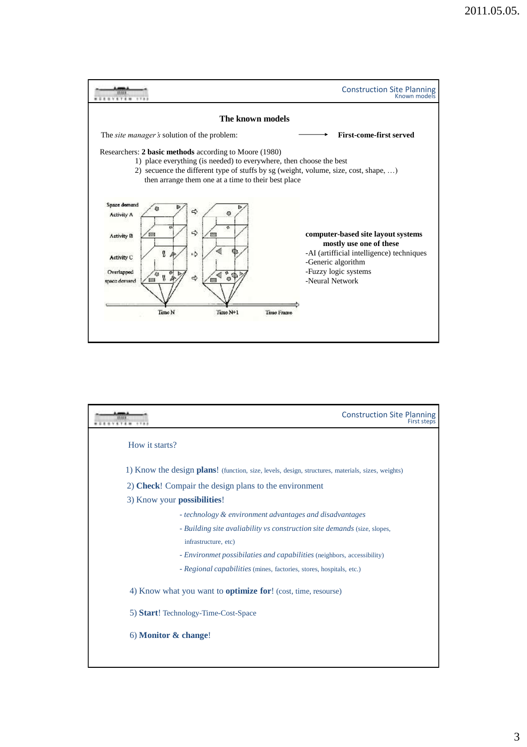2011.05.05.

Construction Site Planning
Known models

## The known models

The *site manager's* solution of the problem: ⟶ **First-come-first served**

Researchers: **2 basic methods** according to Moore (1980)

1) place everything (is needed) to everywhere, then choose the best
2) secuence the different type of stuffs by sg (weight, volume, size, cost, shape, …) then arrange them one at a time to their best place

Space demand
Activity A
Activity B
Activity C
Overlapped space demand
Time N
Time N+1
Time Frame

**computer-based site layout systems mostly use one of these**

- -AI (artifficial intelligence) techniques
- -Generic algorithm
- -Fuzzy logic systems
- -Neural Network

Construction Site Planning
First steps

How it starts?

1) Know the design **plans**! (function, size, levels, design, structures, materials, sizes, weights)

2) **Check**! Compair the design plans to the environment

3) Know your **possibilities**!

- *- technology & environment advantages and disadvantages*
- *- Building site avaliability vs construction site demands* (size, slopes, infrastructure, etc)
- *- Environmet possibilaties and capabilities* (neighbors, accessibility)
- *- Regional capabilities* (mines, factories, stores, hospitals, etc.)

4) Know what you want to **optimize for**! (cost, time, resourse)

5) **Start**! Technology-Time-Cost-Space

6) **Monitor & change**!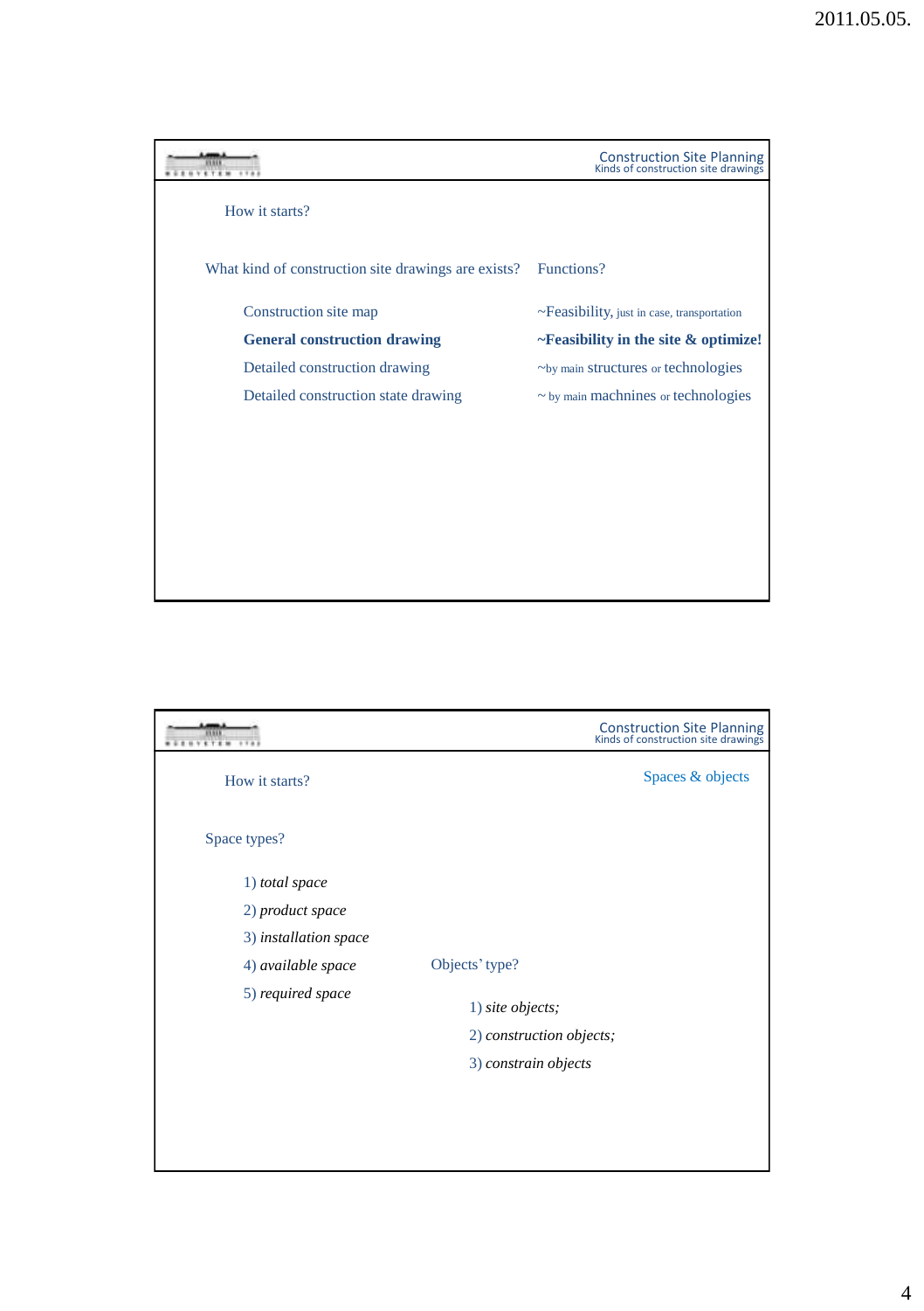## Construction Site Planning
Kinds of construction site drawings

How it starts?

What kind of construction site drawings are exists? — Functions?

| | |
|---|---|
| Construction site map | ~Feasibility, just in case, transportation |
| **General construction drawing** | **~Feasibility in the site & optimize!** |
| Detailed construction drawing | ~by main structures or technologies |
| Detailed construction state drawing | ~ by main machnines or technologies |

## Construction Site Planning
Kinds of construction site drawings

How it starts?

Spaces & objects

Space types?

1) *total space*
2) *product space*
3) *installation space*
4) *available space*
5) *required space*

Objects' type?

1) *site objects;*
2) *construction objects;*
3) *constrain objects*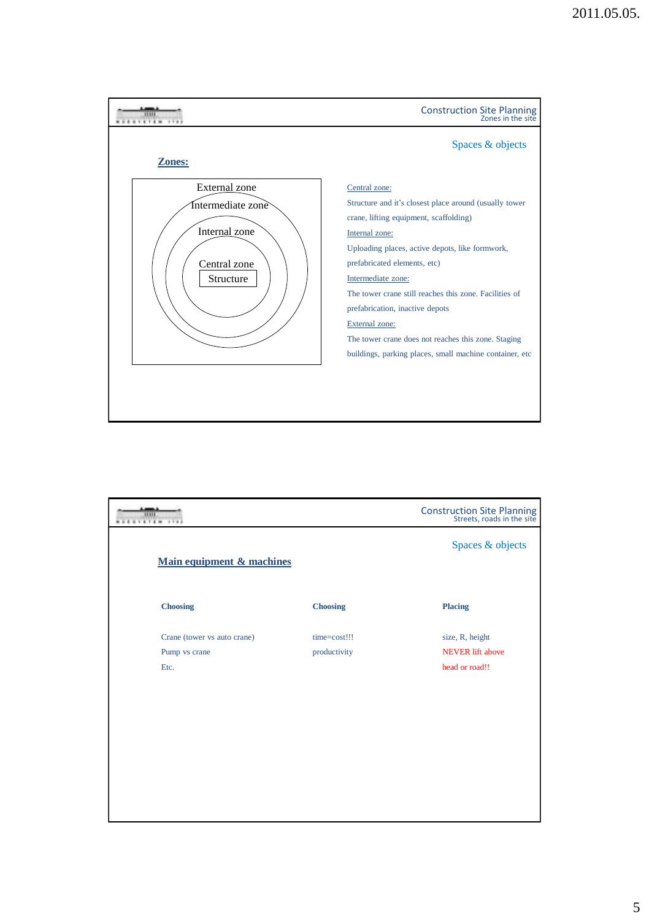## Construction Site Planning
Zones in the site

### Spaces & objects

**Zones:**

External zone
Intermediate zone
Internal zone
Central zone
Structure

Central zone:
Structure and it's closest place around (usually tower crane, lifting equipment, scaffolding)

Internal zone:
Uploading places, active depots, like formwork, prefabricated elements, etc)

Intermediate zone:
The tower crane still reaches this zone. Facilities of prefabrication, inactive depots

External zone:
The tower crane does not reaches this zone. Staging buildings, parking places, small machine container, etc

## Construction Site Planning
Streets, roads in the site

### Spaces & objects

**Main equipment & machines**

| Choosing | Choosing | Placing |
|---|---|---|
| Crane (tower vs auto crane) | time=cost!!! | size, R, height |
| Pump vs crane | productivity | NEVER lift above |
| Etc. | | head or road!! |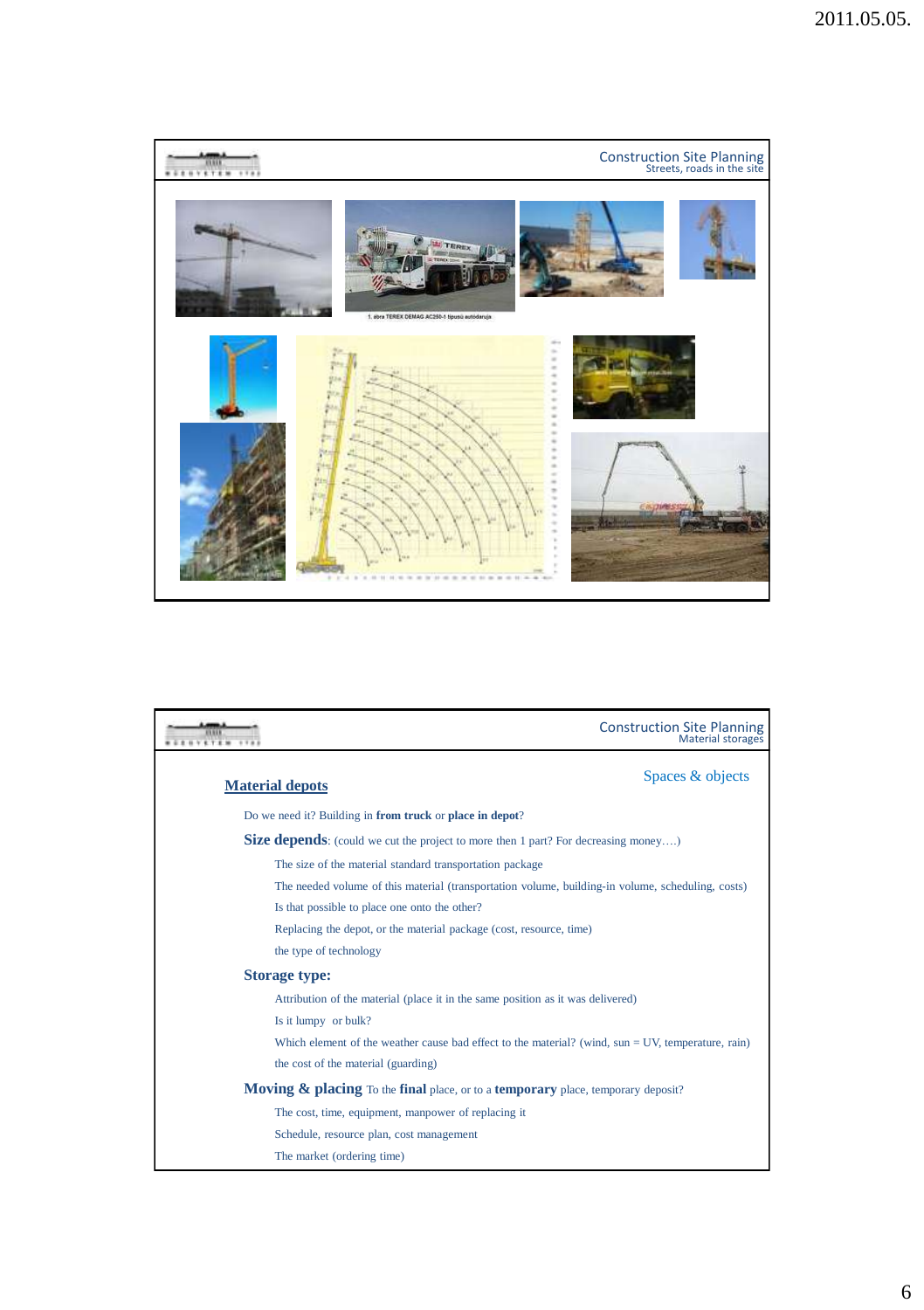## Construction Site Planning
Streets, roads in the site

1. ábra TEREX DEMAG AC250-1 típusú autódaruja

## Construction Site Planning
Material storages

Spaces & objects

### Material depots

Do we need it? Building in **from truck** or **place in depot**?

**Size depends**: (could we cut the project to more then 1 part? For decreasing money….)

- The size of the material standard transportation package
- The needed volume of this material (transportation volume, building-in volume, scheduling, costs)
- Is that possible to place one onto the other?
- Replacing the depot, or the material package (cost, resource, time)
- the type of technology

**Storage type:**

- Attribution of the material (place it in the same position as it was delivered)
- Is it lumpy or bulk?
- Which element of the weather cause bad effect to the material? (wind, sun = UV, temperature, rain)
- the cost of the material (guarding)

**Moving & placing** To the **final** place, or to a **temporary** place, temporary deposit?

- The cost, time, equipment, manpower of replacing it
- Schedule, resource plan, cost management
- The market (ordering time)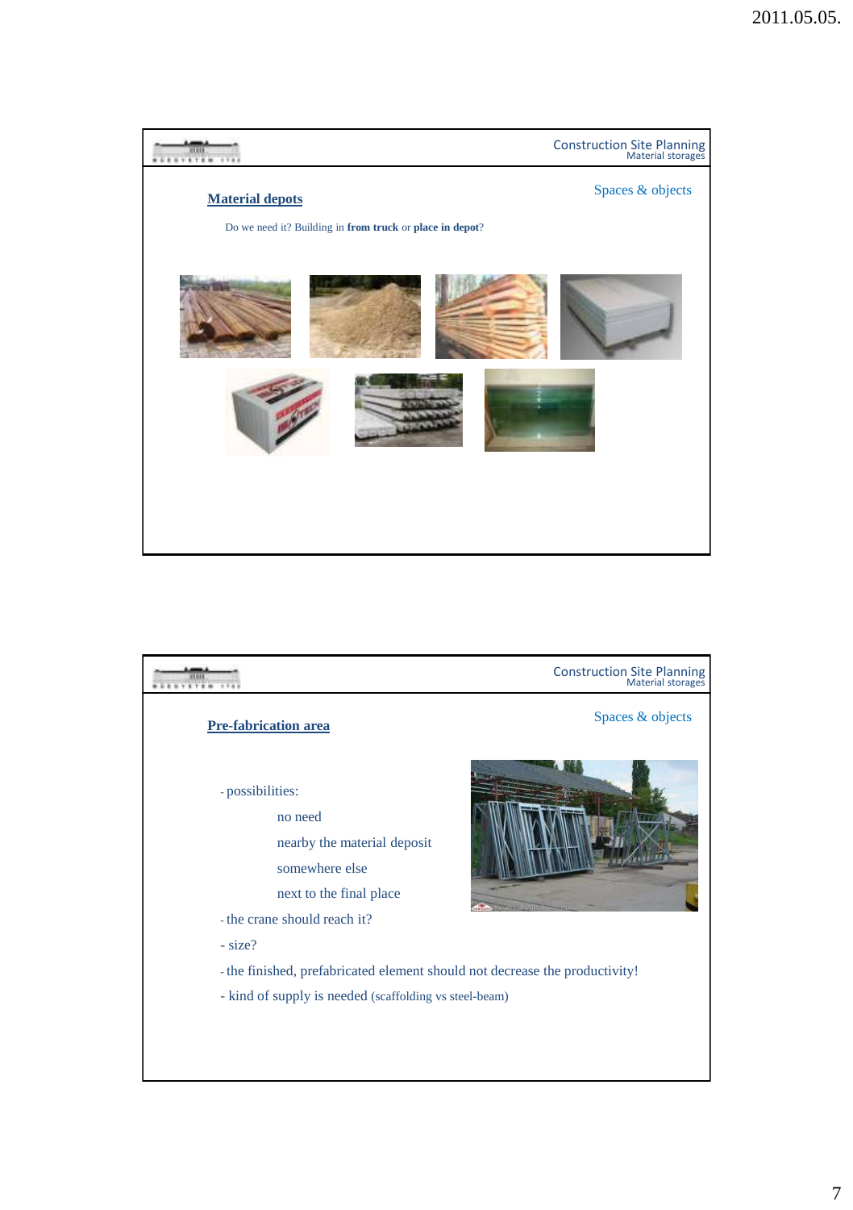Construction Site Planning
Material storages

## Material depots

Spaces & objects

Do we need it? Building in **from truck** or **place in depot**?

---

Construction Site Planning
Material storages

## Pre-fabrication area

Spaces & objects

- possibilities:
  - no need
  - nearby the material deposit
  - somewhere else
  - next to the final place
- the crane should reach it?
- size?
- the finished, prefabricated element should not decrease the productivity!
- kind of supply is needed (scaffolding vs steel-beam)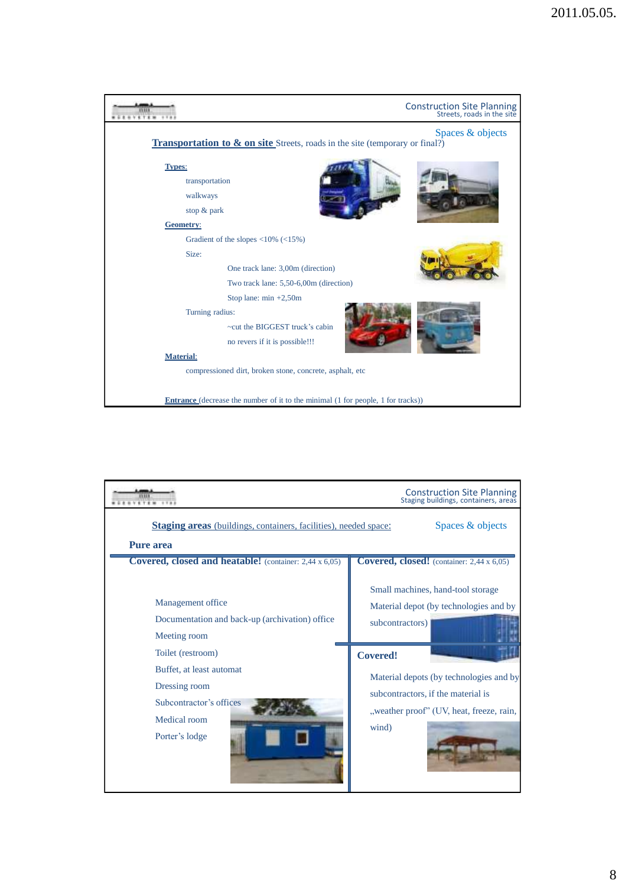## Construction Site Planning
Streets, roads in the site

Spaces & objects

**Transportation to & on site** Streets, roads in the site (temporary or final?)

**Types:**
- transportation
- walkways
- stop & park

**Geometry:**
- Gradient of the slopes <10% (<15%)
- Size:
  - One track lane: 3,00m (direction)
  - Two track lane: 5,50-6,00m (direction)
  - Stop lane: min +2,50m
- Turning radius:
  - ~cut the BIGGEST truck's cabin
  - no revers if it is possible!!!

**Material:**
- compressioned dirt, broken stone, concrete, asphalt, etc

**Entrance** (decrease the number of it to the minimal (1 for people, 1 for tracks))

## Construction Site Planning
Staging buildings, containers, areas

Spaces & objects

**Staging areas** (buildings, containers, facilities), needed space:

**Pure area**

**Covered, closed and heatable!** (container: 2,44 x 6,05)

- Management office
- Documentation and back-up (archivation) office
- Meeting room
- Toilet (restroom)
- Buffet, at least automat
- Dressing room
- Subcontractor's offices
- Medical room
- Porter's lodge

**Covered, closed!** (container: 2,44 x 6,05)

- Small machines, hand-tool storage
- Material depot (by technologies and by subcontractors)

**Covered!**

- Material depots (by technologies and by subcontractors, if the material is „weather proof" (UV, heat, freeze, rain, wind)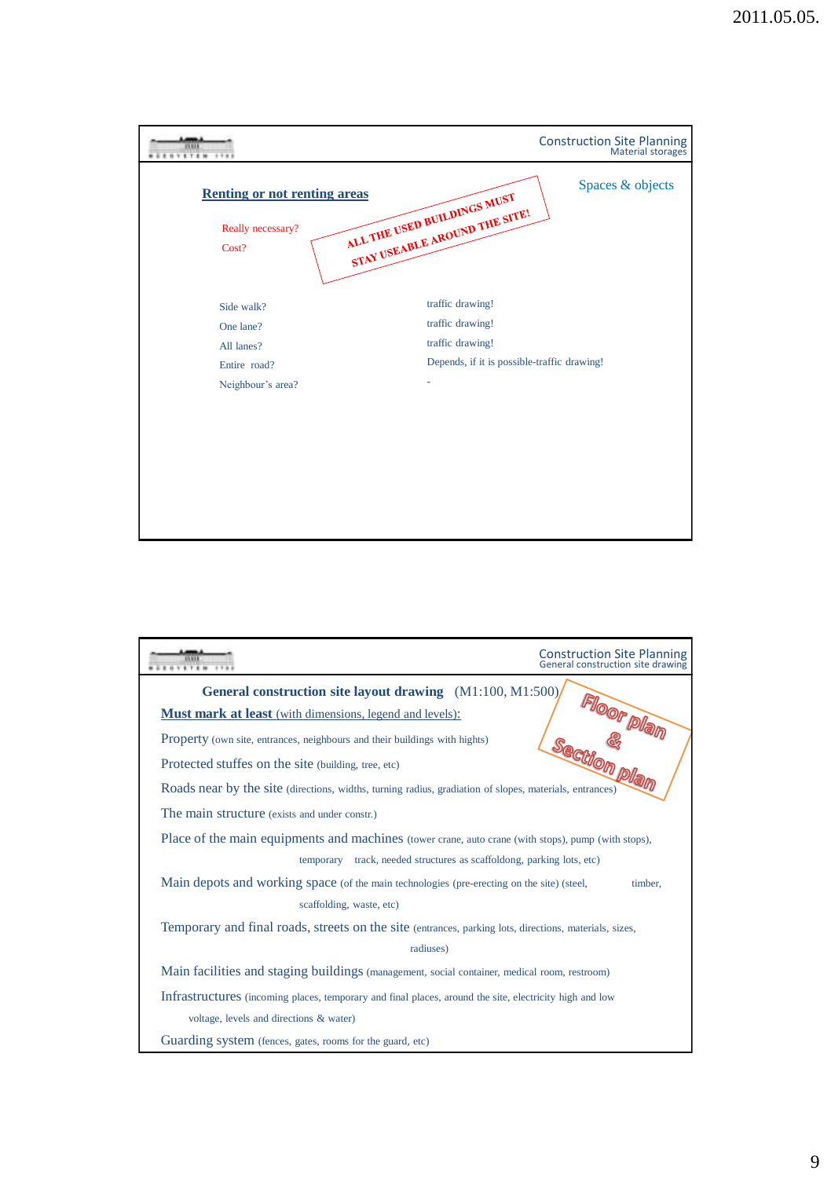## Construction Site Planning
Material storages

Spaces & objects

**Renting or not renting areas**

Really necessary?

Cost?

ALL THE USED BUILDINGS MUST STAY USEABLE AROUND THE SITE!

| | |
|---|---|
| Side walk? | traffic drawing! |
| One lane? | traffic drawing! |
| All lanes? | traffic drawing! |
| Entire road? | Depends, if it is possible-traffic drawing! |
| Neighbour's area? | - |

## Construction Site Planning
General construction site drawing

**General construction site layout drawing** (M1:100, M1:500)

Floor plan & Section plan

**Must mark at least** (with dimensions, legend and levels):

Property (own site, entrances, neighbours and their buildings with hights)

Protected stuffes on the site (building, tree, etc)

Roads near by the site (directions, widths, turning radius, gradiation of slopes, materials, entrances)

The main structure (exists and under constr.)

Place of the main equipments and machines (tower crane, auto crane (with stops), pump (with stops), temporary track, needed structures as scaffoldong, parking lots, etc)

Main depots and working space (of the main technologies (pre-erecting on the site) (steel, timber, scaffolding, waste, etc)

Temporary and final roads, streets on the site (entrances, parking lots, directions, materials, sizes, radiuses)

Main facilities and staging buildings (management, social container, medical room, restroom)

Infrastructures (incoming places, temporary and final places, around the site, electricity high and low voltage, levels and directions & water)

Guarding system (fences, gates, rooms for the guard, etc)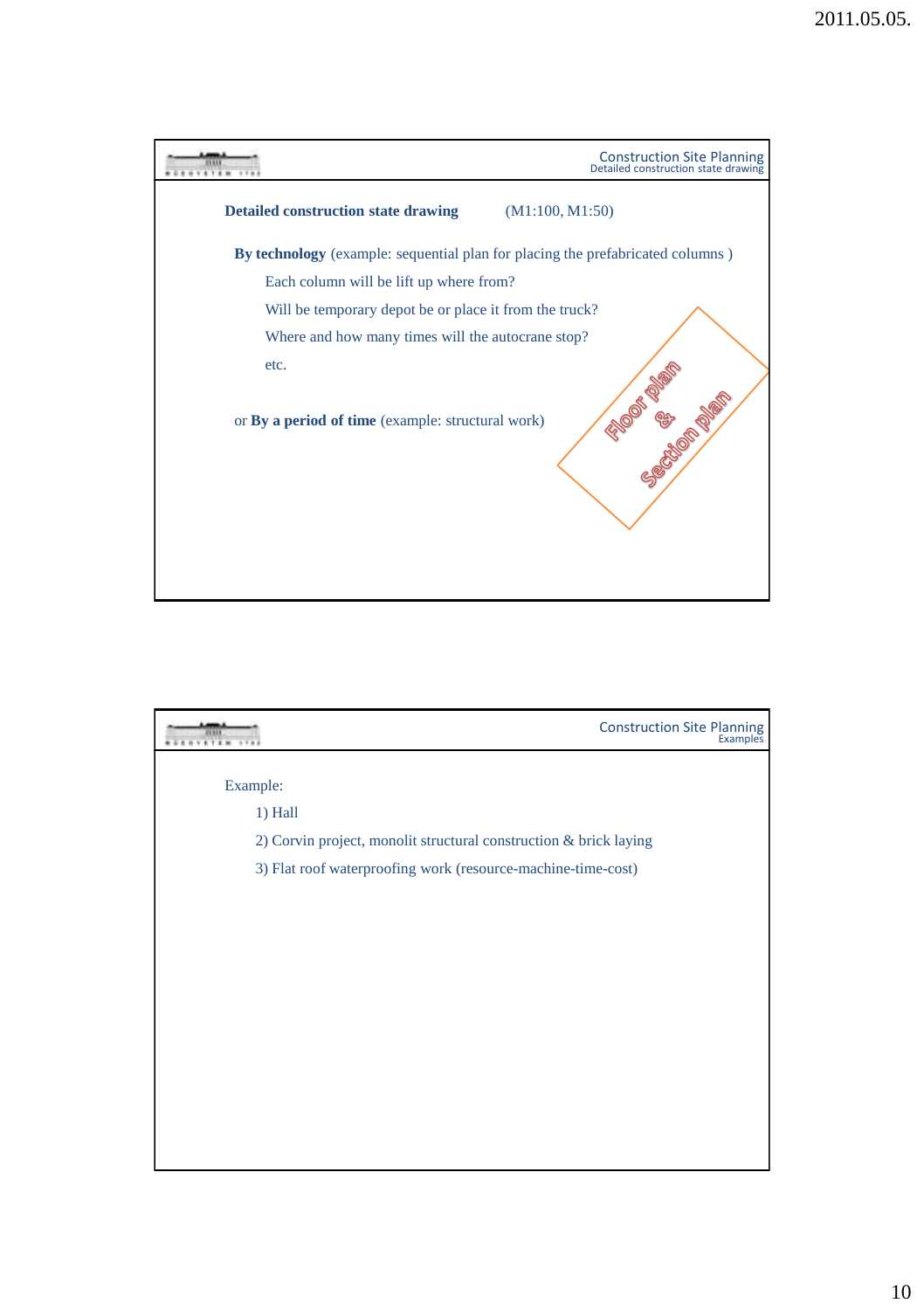## Construction Site Planning
Detailed construction state drawing

**Detailed construction state drawing** (M1:100, M1:50)

**By technology** (example: sequential plan for placing the prefabricated columns )

Each column will be lift up where from?

Will be temporary depot be or place it from the truck?

Where and how many times will the autocrane stop?

etc.

or **By a period of time** (example: structural work)

Floor plan & Section plan

## Construction Site Planning
Examples

Example:

1) Hall
2) Corvin project, monolit structural construction & brick laying
3) Flat roof waterproofing work (resource-machine-time-cost)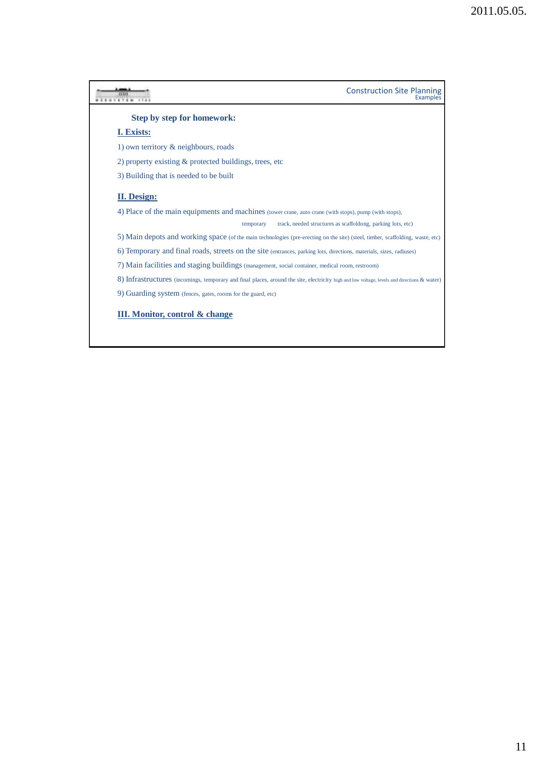Construction Site Planning
Examples

**Step by step for homework:**

**I. Exists:**

1) own territory & neighbours, roads

2) property existing & protected buildings, trees, etc

3) Building that is needed to be built

**II. Design:**

4) Place of the main equipments and machines (tower crane, auto crane (with stops), pump (with stops), temporary track, needed structures as scaffoldong, parking lots, etc)

5) Main depots and working space (of the main technologies (pre-erecting on the site) (steel, timber, scaffolding, waste, etc)

6) Temporary and final roads, streets on the site (entrances, parking lots, directions, materials, sizes, radiuses)

7) Main facilities and staging buildings (management, social container, medical room, restroom)

8) Infrastructures (incomings, temporary and final places, around the site, electricity high and low voltage, levels and directions & water)

9) Guarding system (fences, gates, rooms for the guard, etc)

**III. Monitor, control & change**